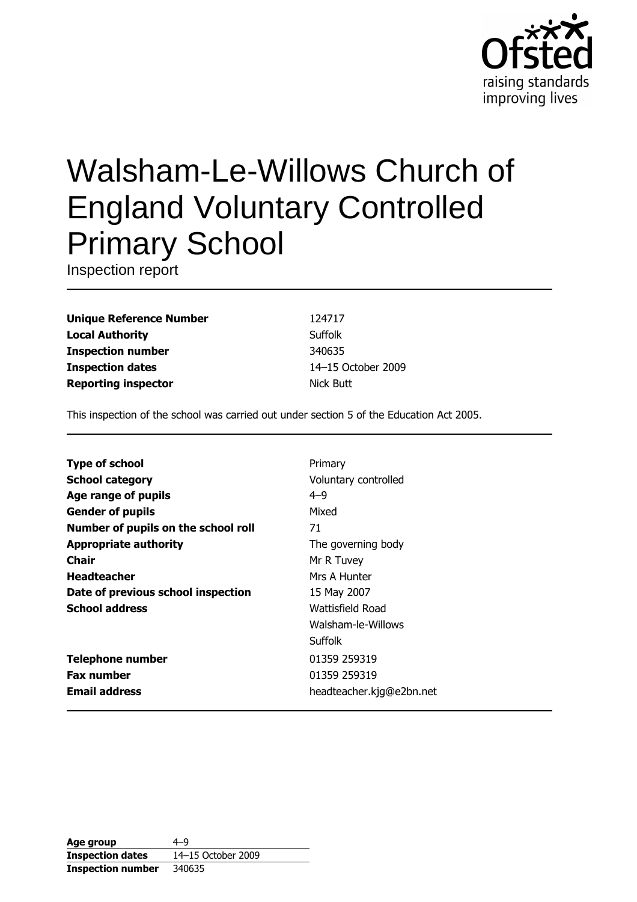Ofsted
raising standards
improving lives

# Walsham-Le-Willows Church of England Voluntary Controlled Primary School

Inspection report

| | |
|---|---|
| **Unique Reference Number** | 124717 |
| **Local Authority** | Suffolk |
| **Inspection number** | 340635 |
| **Inspection dates** | 14–15 October 2009 |
| **Reporting inspector** | Nick Butt |

This inspection of the school was carried out under section 5 of the Education Act 2005.

| | |
|---|---|
| **Type of school** | Primary |
| **School category** | Voluntary controlled |
| **Age range of pupils** | 4–9 |
| **Gender of pupils** | Mixed |
| **Number of pupils on the school roll** | 71 |
| **Appropriate authority** | The governing body |
| **Chair** | Mr R Tuvey |
| **Headteacher** | Mrs A Hunter |
| **Date of previous school inspection** | 15 May 2007 |
| **School address** | Wattisfield Road<br>Walsham-le-Willows<br>Suffolk |
| **Telephone number** | 01359 259319 |
| **Fax number** | 01359 259319 |
| **Email address** | headteacher.kjg@e2bn.net |

| | |
|---|---|
| **Age group** | 4–9 |
| **Inspection dates** | 14–15 October 2009 |
| **Inspection number** | 340635 |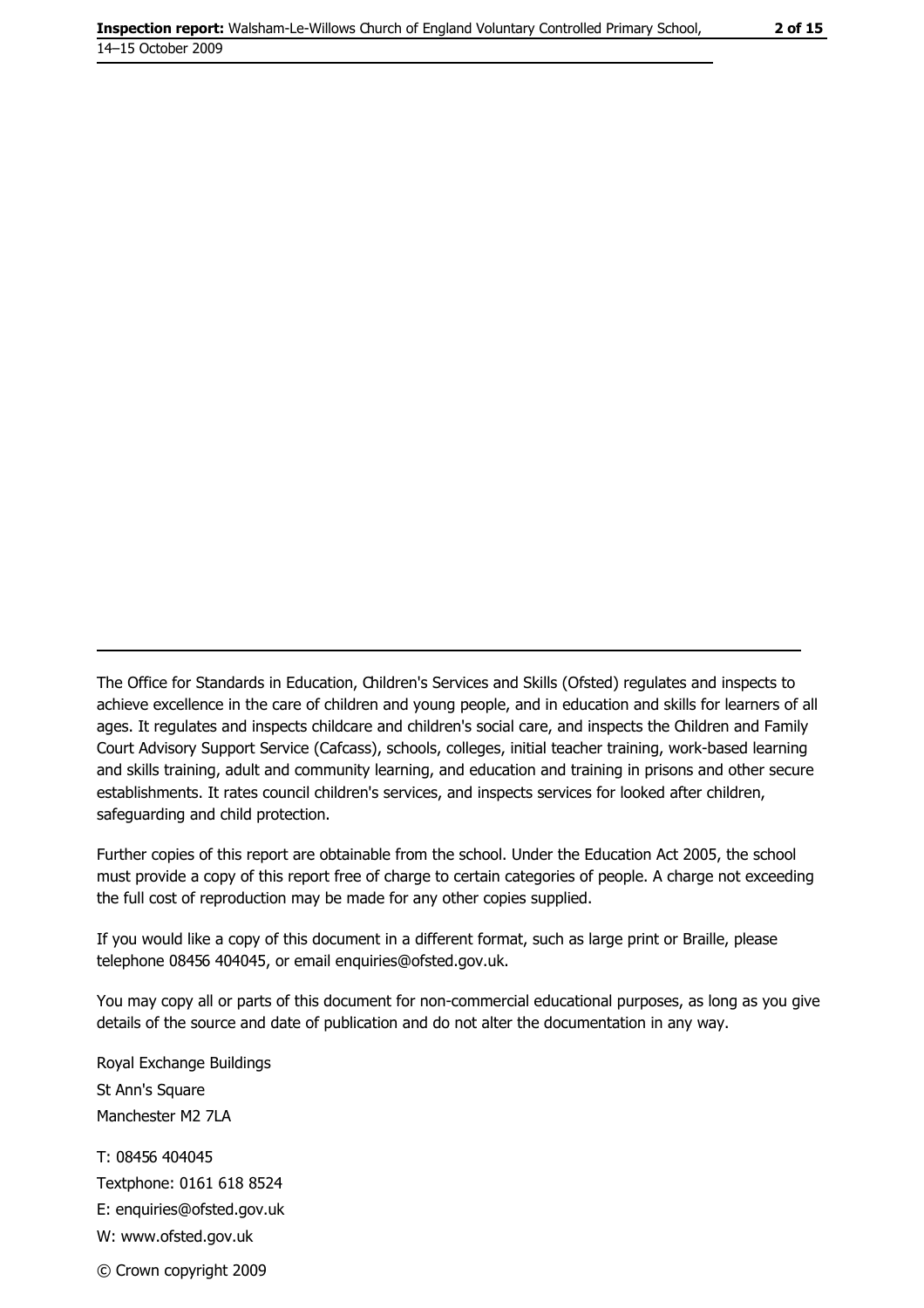The Office for Standards in Education, Children's Services and Skills (Ofsted) regulates and inspects to achieve excellence in the care of children and young people, and in education and skills for learners of all ages. It regulates and inspects childcare and children's social care, and inspects the Children and Family Court Advisory Support Service (Cafcass), schools, colleges, initial teacher training, work-based learning and skills training, adult and community learning, and education and training in prisons and other secure establishments. It rates council children's services, and inspects services for looked after children, safeguarding and child protection.

Further copies of this report are obtainable from the school. Under the Education Act 2005, the school must provide a copy of this report free of charge to certain categories of people. A charge not exceeding the full cost of reproduction may be made for any other copies supplied.

If you would like a copy of this document in a different format, such as large print or Braille, please telephone 08456 404045, or email enquiries@ofsted.gov.uk.

You may copy all or parts of this document for non-commercial educational purposes, as long as you give details of the source and date of publication and do not alter the documentation in any way.

Royal Exchange Buildings
St Ann's Square
Manchester M2 7LA

T: 08456 404045
Textphone: 0161 618 8524
E: enquiries@ofsted.gov.uk
W: www.ofsted.gov.uk

© Crown copyright 2009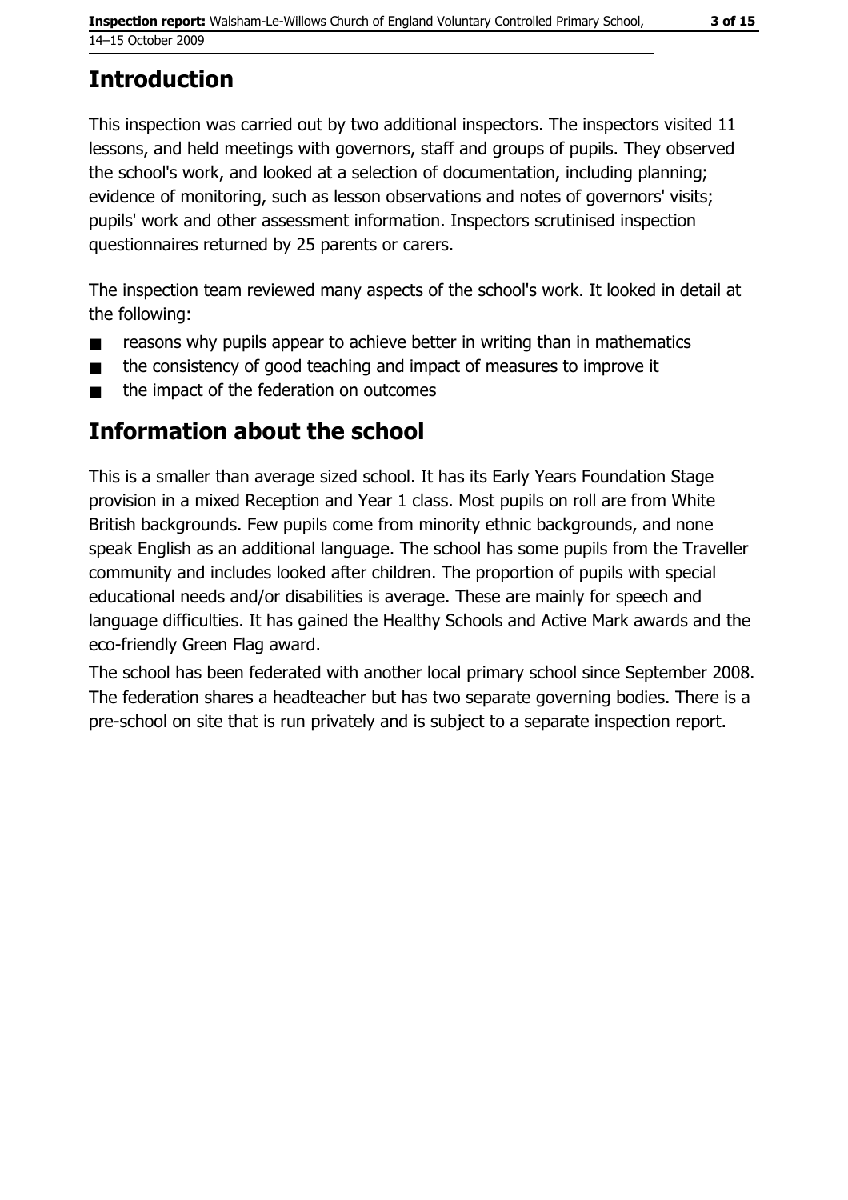## Introduction

This inspection was carried out by two additional inspectors. The inspectors visited 11 lessons, and held meetings with governors, staff and groups of pupils. They observed the school's work, and looked at a selection of documentation, including planning; evidence of monitoring, such as lesson observations and notes of governors' visits; pupils' work and other assessment information. Inspectors scrutinised inspection questionnaires returned by 25 parents or carers.

The inspection team reviewed many aspects of the school's work. It looked in detail at the following:

- reasons why pupils appear to achieve better in writing than in mathematics
- the consistency of good teaching and impact of measures to improve it
- the impact of the federation on outcomes

## Information about the school

This is a smaller than average sized school. It has its Early Years Foundation Stage provision in a mixed Reception and Year 1 class. Most pupils on roll are from White British backgrounds. Few pupils come from minority ethnic backgrounds, and none speak English as an additional language. The school has some pupils from the Traveller community and includes looked after children. The proportion of pupils with special educational needs and/or disabilities is average. These are mainly for speech and language difficulties. It has gained the Healthy Schools and Active Mark awards and the eco-friendly Green Flag award.

The school has been federated with another local primary school since September 2008. The federation shares a headteacher but has two separate governing bodies. There is a pre-school on site that is run privately and is subject to a separate inspection report.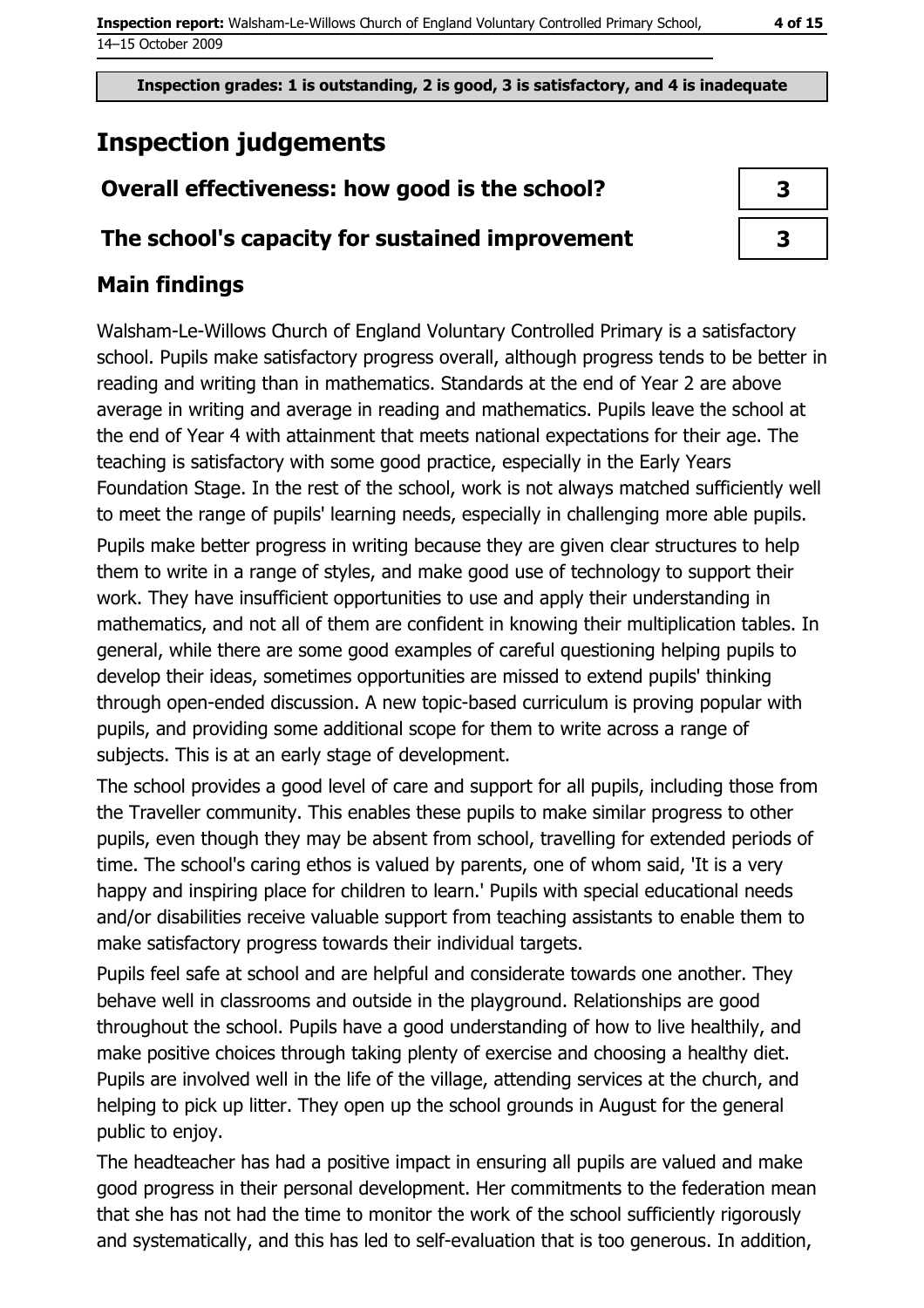Inspection grades: 1 is outstanding, 2 is good, 3 is satisfactory, and 4 is inadequate

# Inspection judgements

| | |
|---|---|
| **Overall effectiveness: how good is the school?** | **3** |
| **The school's capacity for sustained improvement** | **3** |

## Main findings

Walsham-Le-Willows Church of England Voluntary Controlled Primary is a satisfactory school. Pupils make satisfactory progress overall, although progress tends to be better in reading and writing than in mathematics. Standards at the end of Year 2 are above average in writing and average in reading and mathematics. Pupils leave the school at the end of Year 4 with attainment that meets national expectations for their age. The teaching is satisfactory with some good practice, especially in the Early Years Foundation Stage. In the rest of the school, work is not always matched sufficiently well to meet the range of pupils' learning needs, especially in challenging more able pupils.

Pupils make better progress in writing because they are given clear structures to help them to write in a range of styles, and make good use of technology to support their work. They have insufficient opportunities to use and apply their understanding in mathematics, and not all of them are confident in knowing their multiplication tables. In general, while there are some good examples of careful questioning helping pupils to develop their ideas, sometimes opportunities are missed to extend pupils' thinking through open-ended discussion. A new topic-based curriculum is proving popular with pupils, and providing some additional scope for them to write across a range of subjects. This is at an early stage of development.

The school provides a good level of care and support for all pupils, including those from the Traveller community. This enables these pupils to make similar progress to other pupils, even though they may be absent from school, travelling for extended periods of time. The school's caring ethos is valued by parents, one of whom said, 'It is a very happy and inspiring place for children to learn.' Pupils with special educational needs and/or disabilities receive valuable support from teaching assistants to enable them to make satisfactory progress towards their individual targets.

Pupils feel safe at school and are helpful and considerate towards one another. They behave well in classrooms and outside in the playground. Relationships are good throughout the school. Pupils have a good understanding of how to live healthily, and make positive choices through taking plenty of exercise and choosing a healthy diet. Pupils are involved well in the life of the village, attending services at the church, and helping to pick up litter. They open up the school grounds in August for the general public to enjoy.

The headteacher has had a positive impact in ensuring all pupils are valued and make good progress in their personal development. Her commitments to the federation mean that she has not had the time to monitor the work of the school sufficiently rigorously and systematically, and this has led to self-evaluation that is too generous. In addition,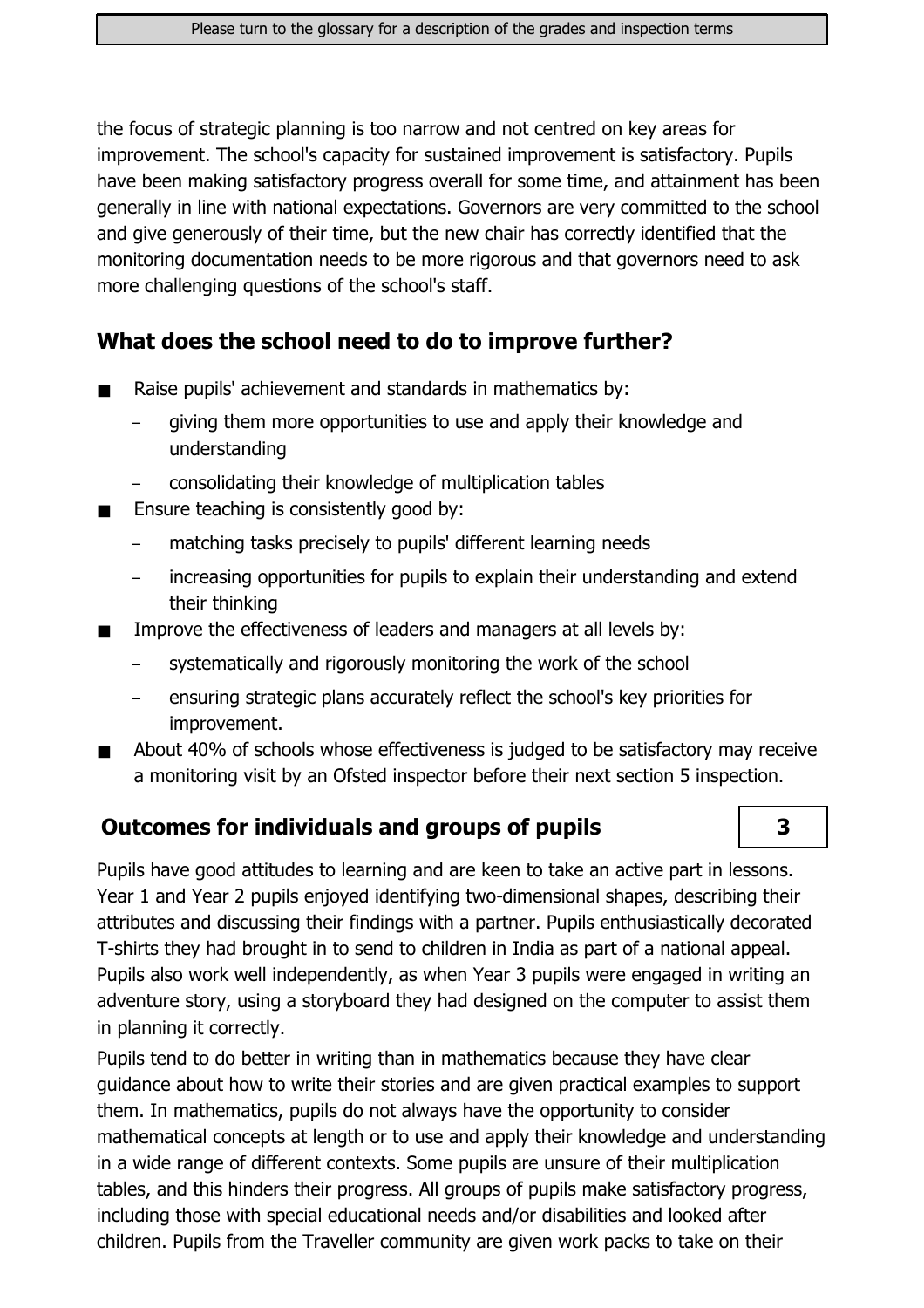the focus of strategic planning is too narrow and not centred on key areas for improvement. The school's capacity for sustained improvement is satisfactory. Pupils have been making satisfactory progress overall for some time, and attainment has been generally in line with national expectations. Governors are very committed to the school and give generously of their time, but the new chair has correctly identified that the monitoring documentation needs to be more rigorous and that governors need to ask more challenging questions of the school's staff.

## What does the school need to do to improve further?

- Raise pupils' achievement and standards in mathematics by:
  - giving them more opportunities to use and apply their knowledge and understanding
  - consolidating their knowledge of multiplication tables
- Ensure teaching is consistently good by:
  - matching tasks precisely to pupils' different learning needs
  - increasing opportunities for pupils to explain their understanding and extend their thinking
- Improve the effectiveness of leaders and managers at all levels by:
  - systematically and rigorously monitoring the work of the school
  - ensuring strategic plans accurately reflect the school's key priorities for improvement.
- About 40% of schools whose effectiveness is judged to be satisfactory may receive a monitoring visit by an Ofsted inspector before their next section 5 inspection.

## Outcomes for individuals and groups of pupils — 3

Pupils have good attitudes to learning and are keen to take an active part in lessons. Year 1 and Year 2 pupils enjoyed identifying two-dimensional shapes, describing their attributes and discussing their findings with a partner. Pupils enthusiastically decorated T-shirts they had brought in to send to children in India as part of a national appeal. Pupils also work well independently, as when Year 3 pupils were engaged in writing an adventure story, using a storyboard they had designed on the computer to assist them in planning it correctly.

Pupils tend to do better in writing than in mathematics because they have clear guidance about how to write their stories and are given practical examples to support them. In mathematics, pupils do not always have the opportunity to consider mathematical concepts at length or to use and apply their knowledge and understanding in a wide range of different contexts. Some pupils are unsure of their multiplication tables, and this hinders their progress. All groups of pupils make satisfactory progress, including those with special educational needs and/or disabilities and looked after children. Pupils from the Traveller community are given work packs to take on their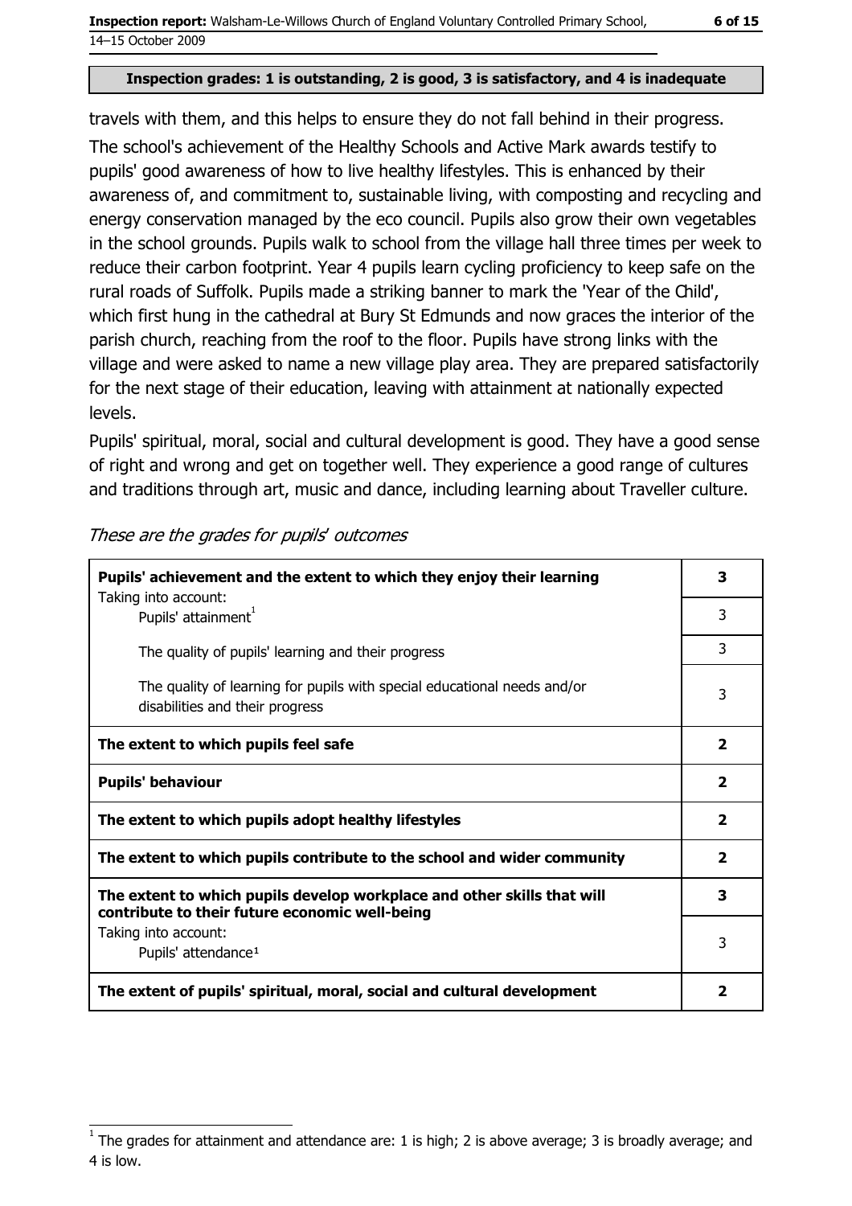**Inspection grades: 1 is outstanding, 2 is good, 3 is satisfactory, and 4 is inadequate**

travels with them, and this helps to ensure they do not fall behind in their progress.

The school's achievement of the Healthy Schools and Active Mark awards testify to pupils' good awareness of how to live healthy lifestyles. This is enhanced by their awareness of, and commitment to, sustainable living, with composting and recycling and energy conservation managed by the eco council. Pupils also grow their own vegetables in the school grounds. Pupils walk to school from the village hall three times per week to reduce their carbon footprint. Year 4 pupils learn cycling proficiency to keep safe on the rural roads of Suffolk. Pupils made a striking banner to mark the 'Year of the Child', which first hung in the cathedral at Bury St Edmunds and now graces the interior of the parish church, reaching from the roof to the floor. Pupils have strong links with the village and were asked to name a new village play area. They are prepared satisfactorily for the next stage of their education, leaving with attainment at nationally expected levels.

Pupils' spiritual, moral, social and cultural development is good. They have a good sense of right and wrong and get on together well. They experience a good range of cultures and traditions through art, music and dance, including learning about Traveller culture.

*These are the grades for pupils' outcomes*

| | |
|---|---|
| **Pupils' achievement and the extent to which they enjoy their learning** | **3** |
| Taking into account: Pupils' attainment[1] | 3 |
| The quality of pupils' learning and their progress | 3 |
| The quality of learning for pupils with special educational needs and/or disabilities and their progress | 3 |
| **The extent to which pupils feel safe** | **2** |
| **Pupils' behaviour** | **2** |
| **The extent to which pupils adopt healthy lifestyles** | **2** |
| **The extent to which pupils contribute to the school and wider community** | **2** |
| **The extent to which pupils develop workplace and other skills that will contribute to their future economic well-being** | **3** |
| Taking into account: Pupils' attendance[1] | 3 |
| **The extent of pupils' spiritual, moral, social and cultural development** | **2** |

[1] The grades for attainment and attendance are: 1 is high; 2 is above average; 3 is broadly average; and 4 is low.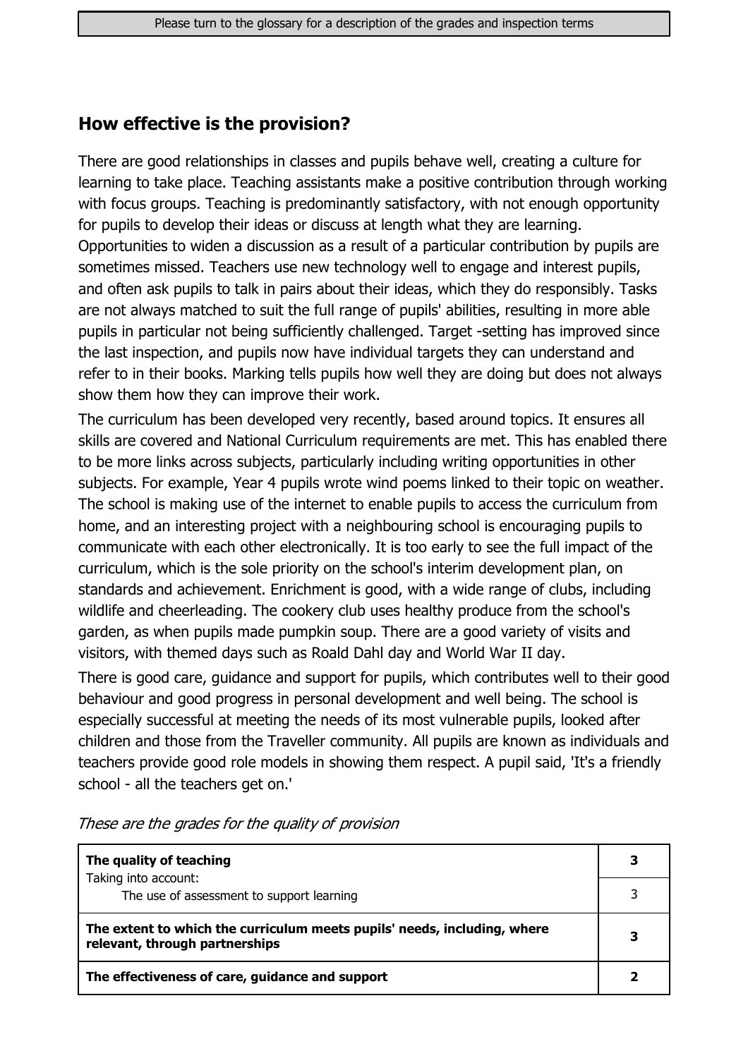## How effective is the provision?

There are good relationships in classes and pupils behave well, creating a culture for learning to take place. Teaching assistants make a positive contribution through working with focus groups. Teaching is predominantly satisfactory, with not enough opportunity for pupils to develop their ideas or discuss at length what they are learning. Opportunities to widen a discussion as a result of a particular contribution by pupils are sometimes missed. Teachers use new technology well to engage and interest pupils, and often ask pupils to talk in pairs about their ideas, which they do responsibly. Tasks are not always matched to suit the full range of pupils' abilities, resulting in more able pupils in particular not being sufficiently challenged. Target -setting has improved since the last inspection, and pupils now have individual targets they can understand and refer to in their books. Marking tells pupils how well they are doing but does not always show them how they can improve their work.

The curriculum has been developed very recently, based around topics. It ensures all skills are covered and National Curriculum requirements are met. This has enabled there to be more links across subjects, particularly including writing opportunities in other subjects. For example, Year 4 pupils wrote wind poems linked to their topic on weather. The school is making use of the internet to enable pupils to access the curriculum from home, and an interesting project with a neighbouring school is encouraging pupils to communicate with each other electronically. It is too early to see the full impact of the curriculum, which is the sole priority on the school's interim development plan, on standards and achievement. Enrichment is good, with a wide range of clubs, including wildlife and cheerleading. The cookery club uses healthy produce from the school's garden, as when pupils made pumpkin soup. There are a good variety of visits and visitors, with themed days such as Roald Dahl day and World War II day.

There is good care, guidance and support for pupils, which contributes well to their good behaviour and good progress in personal development and well being. The school is especially successful at meeting the needs of its most vulnerable pupils, looked after children and those from the Traveller community. All pupils are known as individuals and teachers provide good role models in showing them respect. A pupil said, 'It's a friendly school - all the teachers get on.'

*These are the grades for the quality of provision*

| | |
|---|---|
| **The quality of teaching**<br>Taking into account: | **3** |
| The use of assessment to support learning | 3 |
| **The extent to which the curriculum meets pupils' needs, including, where relevant, through partnerships** | **3** |
| **The effectiveness of care, guidance and support** | **2** |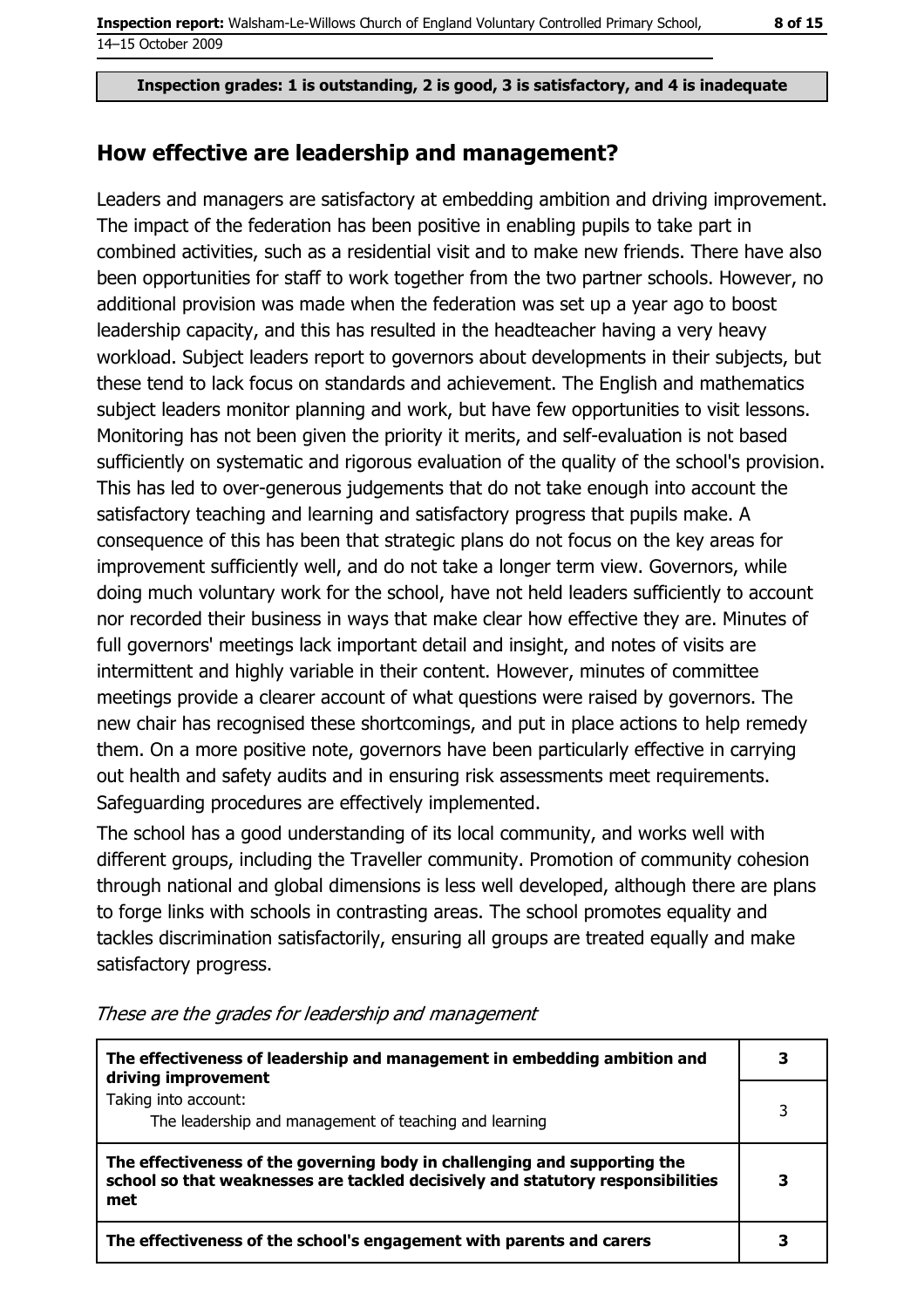**Inspection grades: 1 is outstanding, 2 is good, 3 is satisfactory, and 4 is inadequate**

## How effective are leadership and management?

Leaders and managers are satisfactory at embedding ambition and driving improvement. The impact of the federation has been positive in enabling pupils to take part in combined activities, such as a residential visit and to make new friends. There have also been opportunities for staff to work together from the two partner schools. However, no additional provision was made when the federation was set up a year ago to boost leadership capacity, and this has resulted in the headteacher having a very heavy workload. Subject leaders report to governors about developments in their subjects, but these tend to lack focus on standards and achievement. The English and mathematics subject leaders monitor planning and work, but have few opportunities to visit lessons. Monitoring has not been given the priority it merits, and self-evaluation is not based sufficiently on systematic and rigorous evaluation of the quality of the school's provision. This has led to over-generous judgements that do not take enough into account the satisfactory teaching and learning and satisfactory progress that pupils make. A consequence of this has been that strategic plans do not focus on the key areas for improvement sufficiently well, and do not take a longer term view. Governors, while doing much voluntary work for the school, have not held leaders sufficiently to account nor recorded their business in ways that make clear how effective they are. Minutes of full governors' meetings lack important detail and insight, and notes of visits are intermittent and highly variable in their content. However, minutes of committee meetings provide a clearer account of what questions were raised by governors. The new chair has recognised these shortcomings, and put in place actions to help remedy them. On a more positive note, governors have been particularly effective in carrying out health and safety audits and in ensuring risk assessments meet requirements. Safeguarding procedures are effectively implemented.

The school has a good understanding of its local community, and works well with different groups, including the Traveller community. Promotion of community cohesion through national and global dimensions is less well developed, although there are plans to forge links with schools in contrasting areas. The school promotes equality and tackles discrimination satisfactorily, ensuring all groups are treated equally and make satisfactory progress.

*These are the grades for leadership and management*

| | |
|---|---|
| **The effectiveness of leadership and management in embedding ambition and driving improvement** | **3** |
| Taking into account: The leadership and management of teaching and learning | 3 |
| **The effectiveness of the governing body in challenging and supporting the school so that weaknesses are tackled decisively and statutory responsibilities met** | **3** |
| **The effectiveness of the school's engagement with parents and carers** | **3** |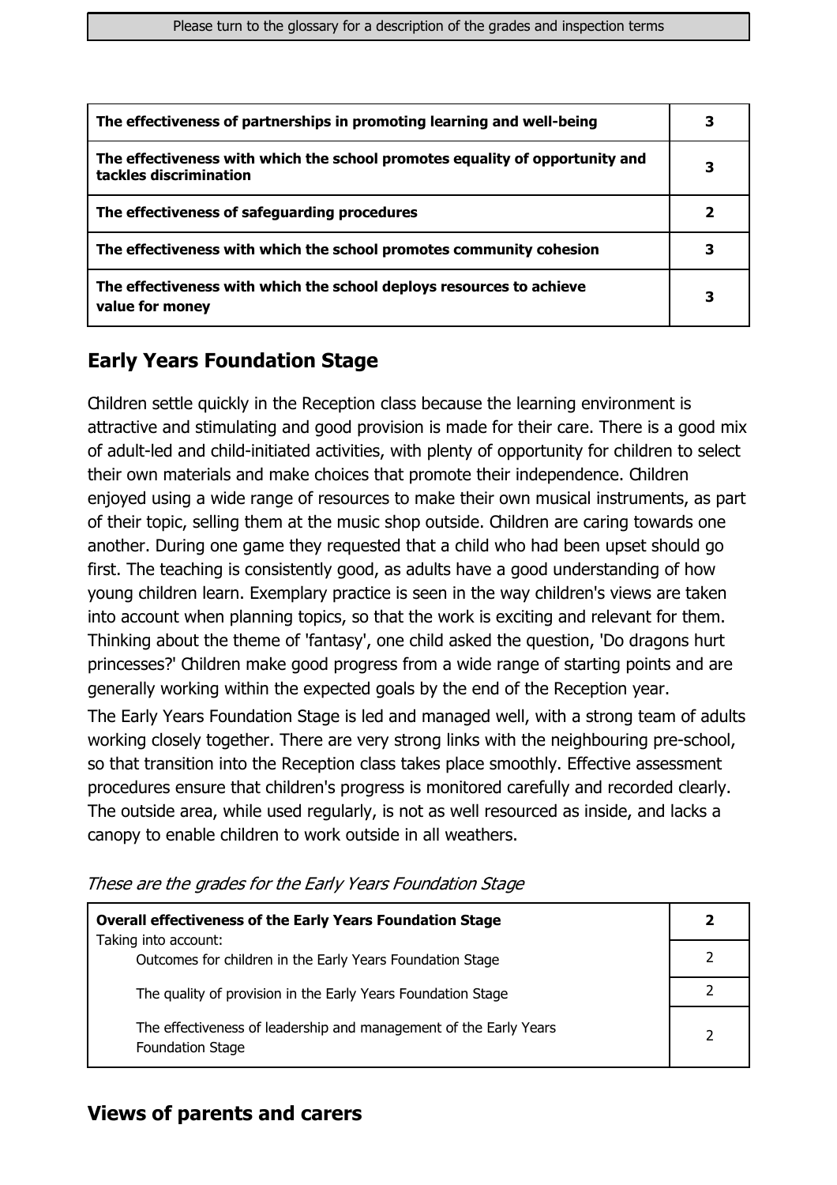| | |
|---|---|
| **The effectiveness of partnerships in promoting learning and well-being** | **3** |
| **The effectiveness with which the school promotes equality of opportunity and tackles discrimination** | **3** |
| **The effectiveness of safeguarding procedures** | **2** |
| **The effectiveness with which the school promotes community cohesion** | **3** |
| **The effectiveness with which the school deploys resources to achieve value for money** | **3** |

## Early Years Foundation Stage

Children settle quickly in the Reception class because the learning environment is attractive and stimulating and good provision is made for their care. There is a good mix of adult-led and child-initiated activities, with plenty of opportunity for children to select their own materials and make choices that promote their independence. Children enjoyed using a wide range of resources to make their own musical instruments, as part of their topic, selling them at the music shop outside. Children are caring towards one another. During one game they requested that a child who had been upset should go first. The teaching is consistently good, as adults have a good understanding of how young children learn. Exemplary practice is seen in the way children's views are taken into account when planning topics, so that the work is exciting and relevant for them. Thinking about the theme of 'fantasy', one child asked the question, 'Do dragons hurt princesses?' Children make good progress from a wide range of starting points and are generally working within the expected goals by the end of the Reception year.

The Early Years Foundation Stage is led and managed well, with a strong team of adults working closely together. There are very strong links with the neighbouring pre-school, so that transition into the Reception class takes place smoothly. Effective assessment procedures ensure that children's progress is monitored carefully and recorded clearly. The outside area, while used regularly, is not as well resourced as inside, and lacks a canopy to enable children to work outside in all weathers.

*These are the grades for the Early Years Foundation Stage*

| | |
|---|---|
| **Overall effectiveness of the Early Years Foundation Stage** Taking into account: | **2** |
| Outcomes for children in the Early Years Foundation Stage | 2 |
| The quality of provision in the Early Years Foundation Stage | 2 |
| The effectiveness of leadership and management of the Early Years Foundation Stage | 2 |

## Views of parents and carers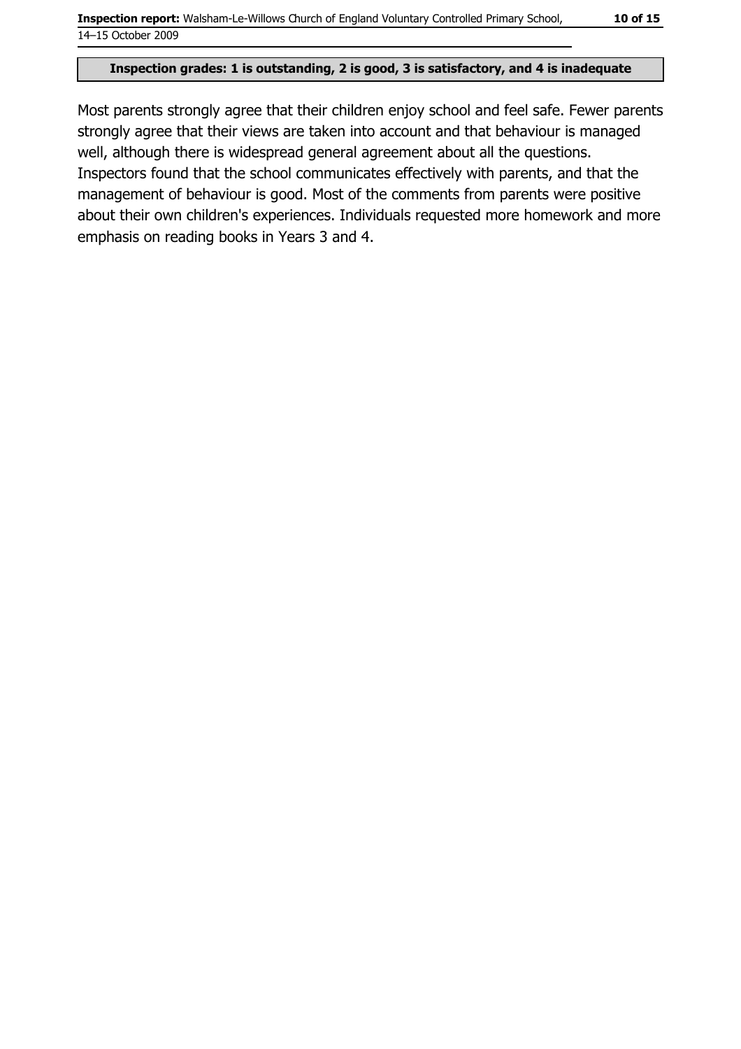**Inspection grades: 1 is outstanding, 2 is good, 3 is satisfactory, and 4 is inadequate**

Most parents strongly agree that their children enjoy school and feel safe. Fewer parents strongly agree that their views are taken into account and that behaviour is managed well, although there is widespread general agreement about all the questions. Inspectors found that the school communicates effectively with parents, and that the management of behaviour is good. Most of the comments from parents were positive about their own children's experiences. Individuals requested more homework and more emphasis on reading books in Years 3 and 4.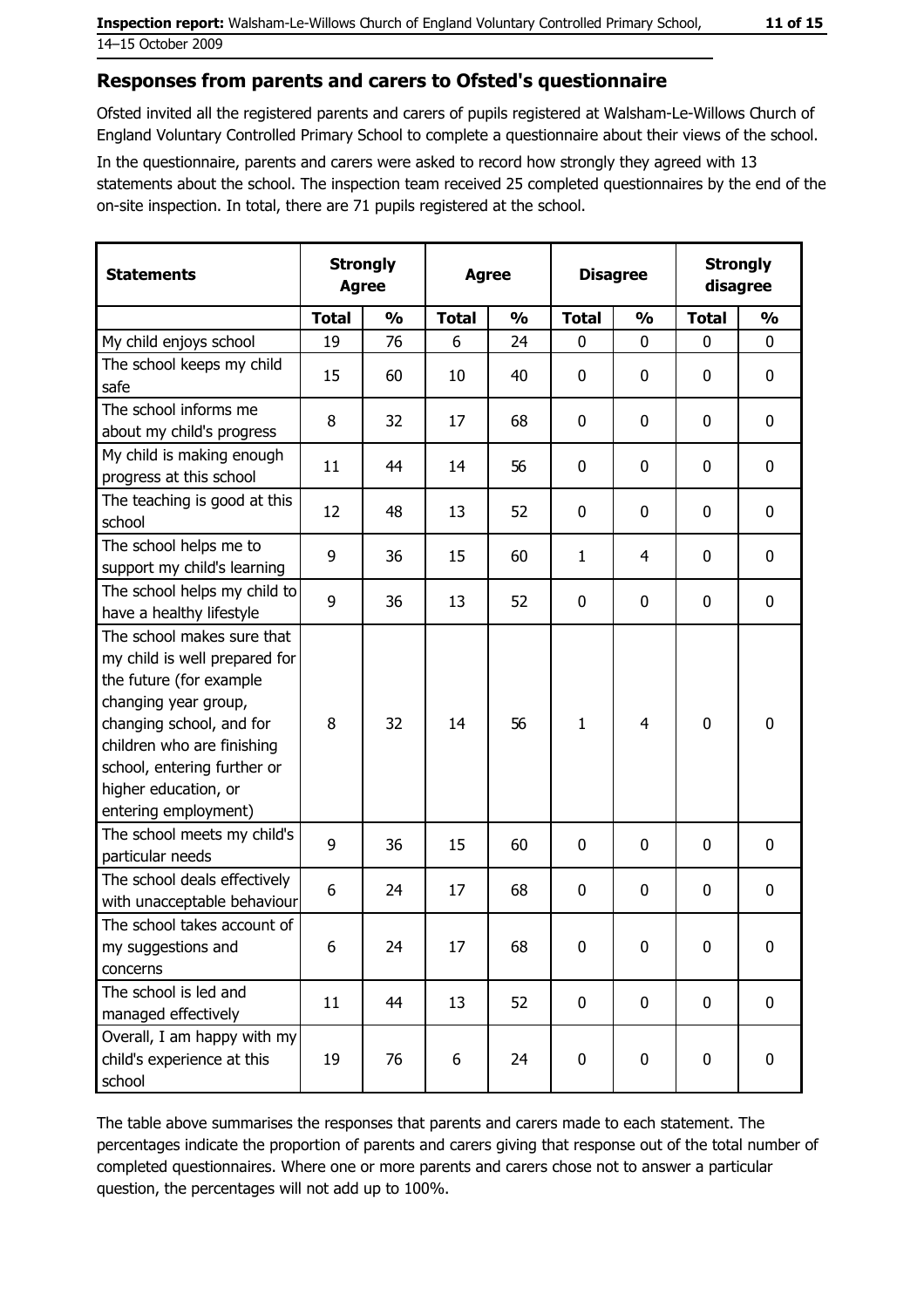## Responses from parents and carers to Ofsted's questionnaire

Ofsted invited all the registered parents and carers of pupils registered at Walsham-Le-Willows Church of England Voluntary Controlled Primary School to complete a questionnaire about their views of the school.

In the questionnaire, parents and carers were asked to record how strongly they agreed with 13 statements about the school. The inspection team received 25 completed questionnaires by the end of the on-site inspection. In total, there are 71 pupils registered at the school.

| Statements | Strongly Agree | | Agree | | Disagree | | Strongly disagree | |
|---|---|---|---|---|---|---|---|---|
| | Total | % | Total | % | Total | % | Total | % |
| My child enjoys school | 19 | 76 | 6 | 24 | 0 | 0 | 0 | 0 |
| The school keeps my child safe | 15 | 60 | 10 | 40 | 0 | 0 | 0 | 0 |
| The school informs me about my child's progress | 8 | 32 | 17 | 68 | 0 | 0 | 0 | 0 |
| My child is making enough progress at this school | 11 | 44 | 14 | 56 | 0 | 0 | 0 | 0 |
| The teaching is good at this school | 12 | 48 | 13 | 52 | 0 | 0 | 0 | 0 |
| The school helps me to support my child's learning | 9 | 36 | 15 | 60 | 1 | 4 | 0 | 0 |
| The school helps my child to have a healthy lifestyle | 9 | 36 | 13 | 52 | 0 | 0 | 0 | 0 |
| The school makes sure that my child is well prepared for the future (for example changing year group, changing school, and for children who are finishing school, entering further or higher education, or entering employment) | 8 | 32 | 14 | 56 | 1 | 4 | 0 | 0 |
| The school meets my child's particular needs | 9 | 36 | 15 | 60 | 0 | 0 | 0 | 0 |
| The school deals effectively with unacceptable behaviour | 6 | 24 | 17 | 68 | 0 | 0 | 0 | 0 |
| The school takes account of my suggestions and concerns | 6 | 24 | 17 | 68 | 0 | 0 | 0 | 0 |
| The school is led and managed effectively | 11 | 44 | 13 | 52 | 0 | 0 | 0 | 0 |
| Overall, I am happy with my child's experience at this school | 19 | 76 | 6 | 24 | 0 | 0 | 0 | 0 |

The table above summarises the responses that parents and carers made to each statement. The percentages indicate the proportion of parents and carers giving that response out of the total number of completed questionnaires. Where one or more parents and carers chose not to answer a particular question, the percentages will not add up to 100%.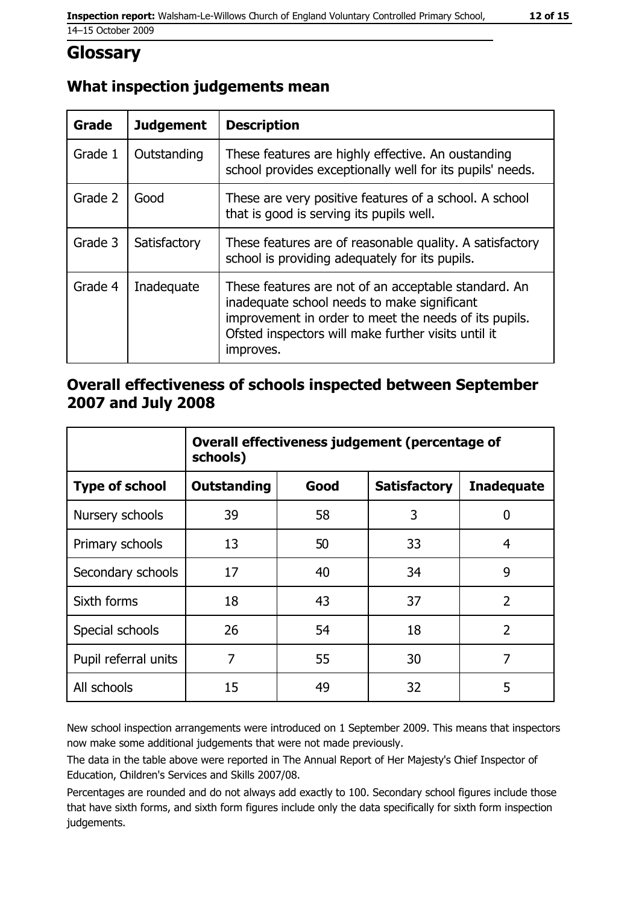# Glossary

## What inspection judgements mean

| Grade | Judgement | Description |
|---|---|---|
| Grade 1 | Outstanding | These features are highly effective. An oustanding school provides exceptionally well for its pupils' needs. |
| Grade 2 | Good | These are very positive features of a school. A school that is good is serving its pupils well. |
| Grade 3 | Satisfactory | These features are of reasonable quality. A satisfactory school is providing adequately for its pupils. |
| Grade 4 | Inadequate | These features are not of an acceptable standard. An inadequate school needs to make significant improvement in order to meet the needs of its pupils. Ofsted inspectors will make further visits until it improves. |

## Overall effectiveness of schools inspected between September 2007 and July 2008

| | Overall effectiveness judgement (percentage of schools) | | | |
|---|---|---|---|---|
| **Type of school** | **Outstanding** | **Good** | **Satisfactory** | **Inadequate** |
| Nursery schools | 39 | 58 | 3 | 0 |
| Primary schools | 13 | 50 | 33 | 4 |
| Secondary schools | 17 | 40 | 34 | 9 |
| Sixth forms | 18 | 43 | 37 | 2 |
| Special schools | 26 | 54 | 18 | 2 |
| Pupil referral units | 7 | 55 | 30 | 7 |
| All schools | 15 | 49 | 32 | 5 |

New school inspection arrangements were introduced on 1 September 2009. This means that inspectors now make some additional judgements that were not made previously.

The data in the table above were reported in The Annual Report of Her Majesty's Chief Inspector of Education, Children's Services and Skills 2007/08.

Percentages are rounded and do not always add exactly to 100. Secondary school figures include those that have sixth forms, and sixth form figures include only the data specifically for sixth form inspection judgements.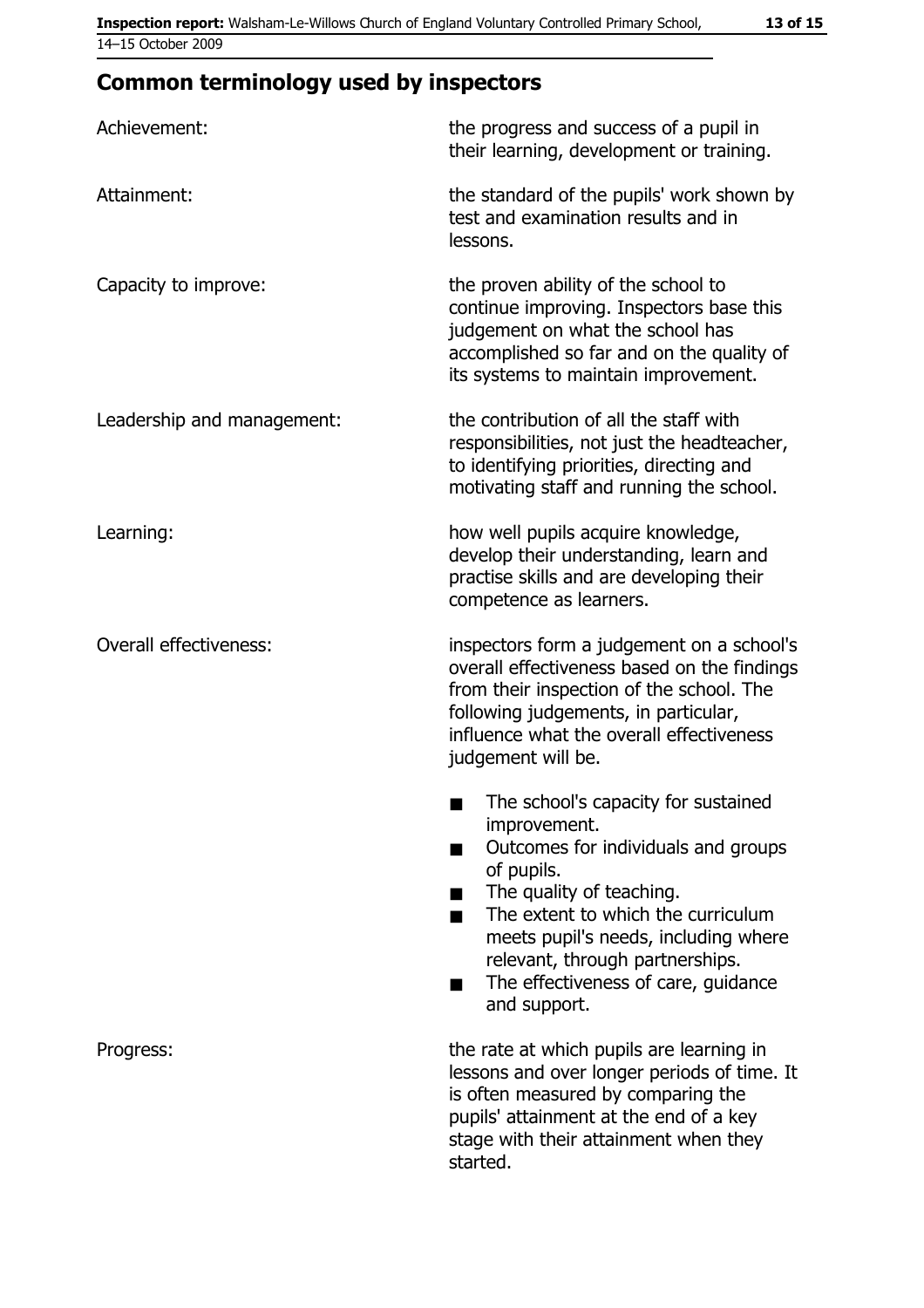## Common terminology used by inspectors

| | |
|---|---|
| Achievement: | the progress and success of a pupil in their learning, development or training. |
| Attainment: | the standard of the pupils' work shown by test and examination results and in lessons. |
| Capacity to improve: | the proven ability of the school to continue improving. Inspectors base this judgement on what the school has accomplished so far and on the quality of its systems to maintain improvement. |
| Leadership and management: | the contribution of all the staff with responsibilities, not just the headteacher, to identifying priorities, directing and motivating staff and running the school. |
| Learning: | how well pupils acquire knowledge, develop their understanding, learn and practise skills and are developing their competence as learners. |
| Overall effectiveness: | inspectors form a judgement on a school's overall effectiveness based on the findings from their inspection of the school. The following judgements, in particular, influence what the overall effectiveness judgement will be. ■ The school's capacity for sustained improvement. ■ Outcomes for individuals and groups of pupils. ■ The quality of teaching. ■ The extent to which the curriculum meets pupil's needs, including where relevant, through partnerships. ■ The effectiveness of care, guidance and support. |
| Progress: | the rate at which pupils are learning in lessons and over longer periods of time. It is often measured by comparing the pupils' attainment at the end of a key stage with their attainment when they started. |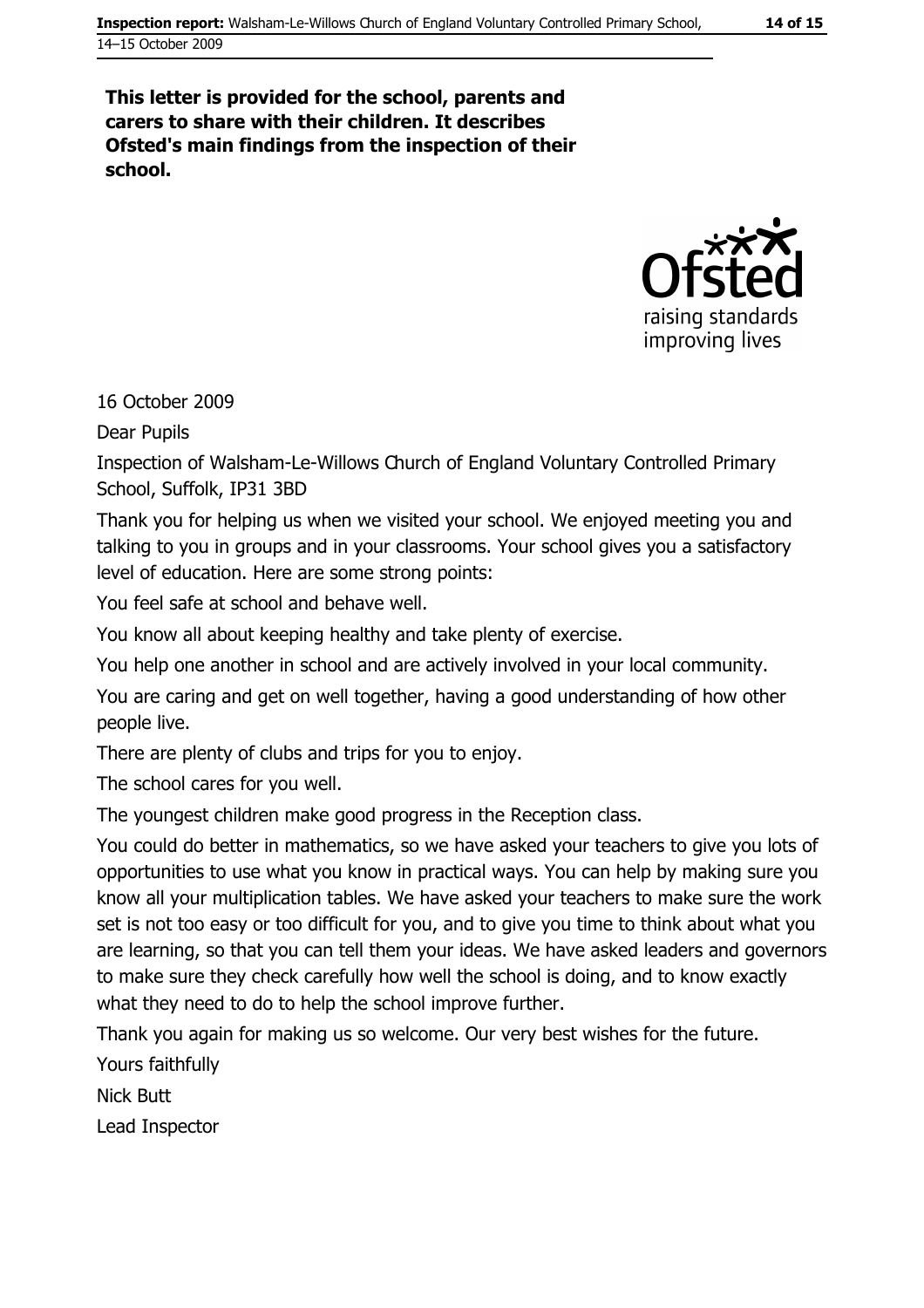**This letter is provided for the school, parents and carers to share with their children. It describes Ofsted's main findings from the inspection of their school.**

16 October 2009

Dear Pupils

Inspection of Walsham-Le-Willows Church of England Voluntary Controlled Primary School, Suffolk, IP31 3BD

Thank you for helping us when we visited your school. We enjoyed meeting you and talking to you in groups and in your classrooms. Your school gives you a satisfactory level of education. Here are some strong points:

You feel safe at school and behave well.

You know all about keeping healthy and take plenty of exercise.

You help one another in school and are actively involved in your local community.

You are caring and get on well together, having a good understanding of how other people live.

There are plenty of clubs and trips for you to enjoy.

The school cares for you well.

The youngest children make good progress in the Reception class.

You could do better in mathematics, so we have asked your teachers to give you lots of opportunities to use what you know in practical ways. You can help by making sure you know all your multiplication tables. We have asked your teachers to make sure the work set is not too easy or too difficult for you, and to give you time to think about what you are learning, so that you can tell them your ideas. We have asked leaders and governors to make sure they check carefully how well the school is doing, and to know exactly what they need to do to help the school improve further.

Thank you again for making us so welcome. Our very best wishes for the future.

Yours faithfully

Nick Butt

Lead Inspector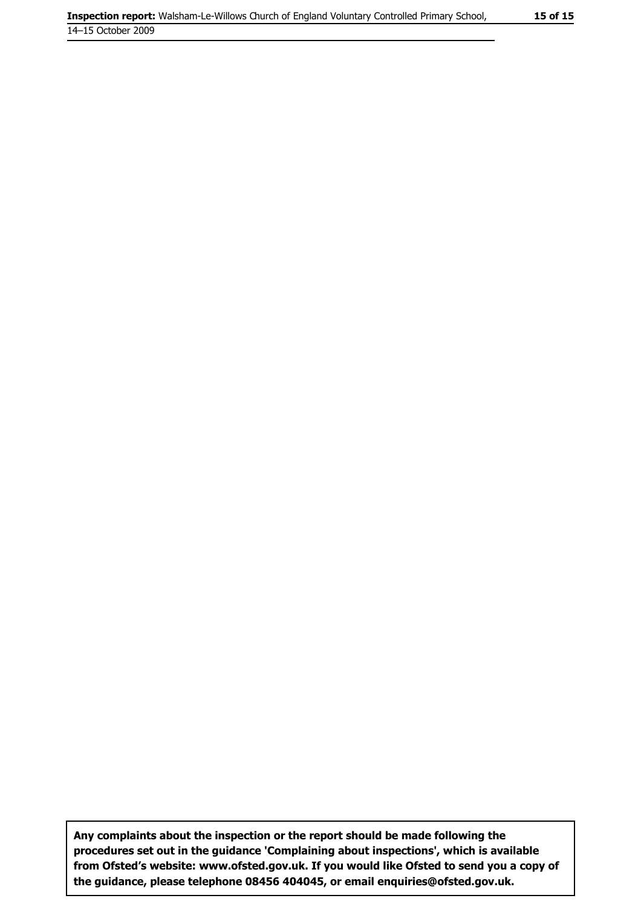**Any complaints about the inspection or the report should be made following the procedures set out in the guidance 'Complaining about inspections', which is available from Ofsted's website: www.ofsted.gov.uk. If you would like Ofsted to send you a copy of the guidance, please telephone 08456 404045, or email enquiries@ofsted.gov.uk.**